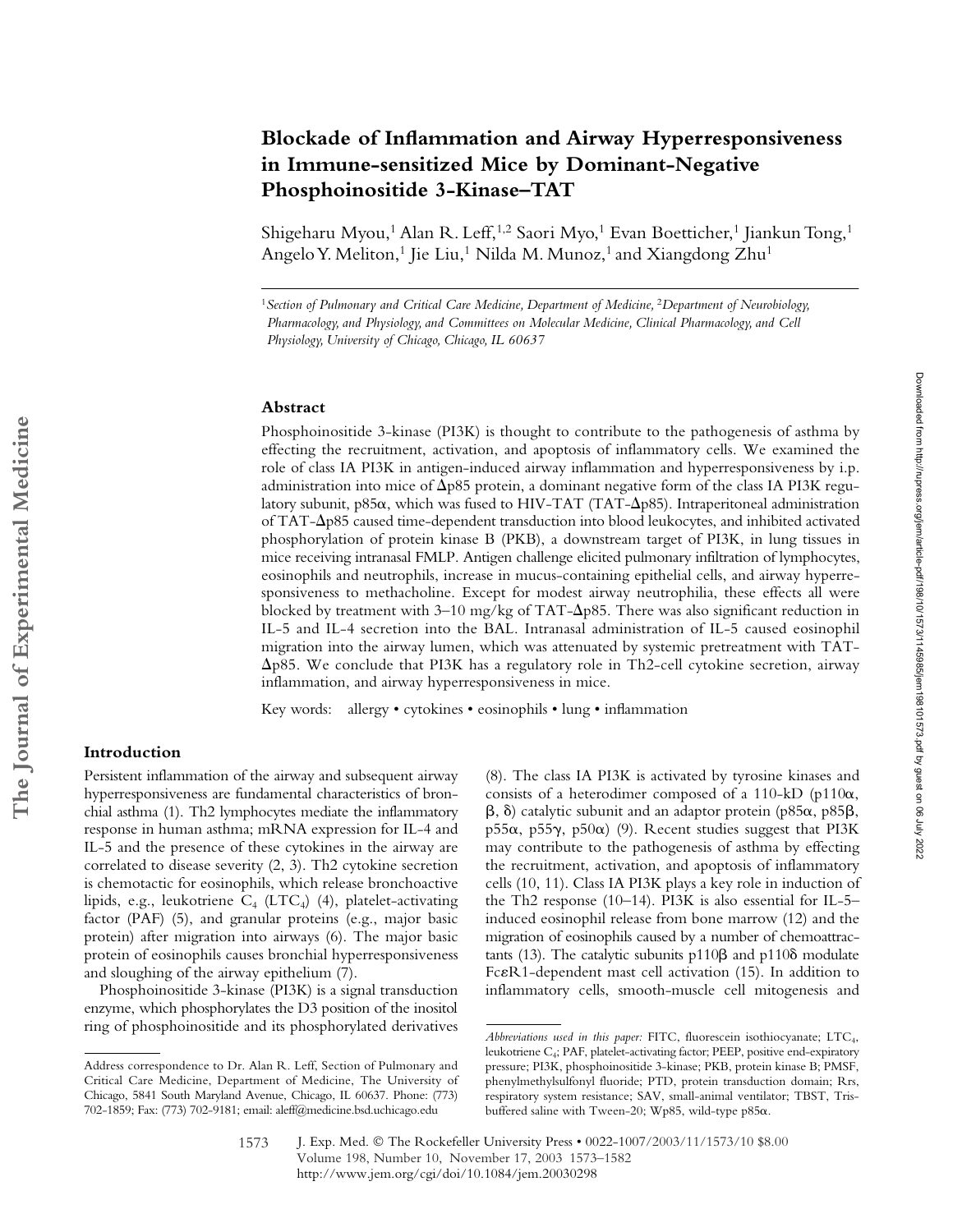# Blockade of Inflammation and Airway Hyperresponsiveness in Immune-sensitized Mice by Dominant-Negative Phosphoinositide 3-Kinase–TAT

Shigeharu Myou,[1] Alan R. Leff,[1,2] Saori Myo,[1] Evan Boetticher,[1] Jiankun Tong,[1] Angelo Y. Meliton,[1] Jie Liu,[1] Nilda M. Munoz,[1] and Xiangdong Zhu[1]

[1]*Section of Pulmonary and Critical Care Medicine, Department of Medicine,* [2]*Department of Neurobiology, Pharmacology, and Physiology, and Committees on Molecular Medicine, Clinical Pharmacology, and Cell Physiology, University of Chicago, Chicago, IL 60637*

## Abstract

Phosphoinositide 3-kinase (PI3K) is thought to contribute to the pathogenesis of asthma by effecting the recruitment, activation, and apoptosis of inflammatory cells. We examined the role of class IA PI3K in antigen-induced airway inflammation and hyperresponsiveness by i.p. administration into mice of Δp85 protein, a dominant negative form of the class IA PI3K regulatory subunit, p85α, which was fused to HIV-TAT (TAT-Δp85). Intraperitoneal administration of TAT-Δp85 caused time-dependent transduction into blood leukocytes, and inhibited activated phosphorylation of protein kinase B (PKB), a downstream target of PI3K, in lung tissues in mice receiving intranasal FMLP. Antigen challenge elicited pulmonary infiltration of lymphocytes, eosinophils and neutrophils, increase in mucus-containing epithelial cells, and airway hyperresponsiveness to methacholine. Except for modest airway neutrophilia, these effects all were blocked by treatment with 3–10 mg/kg of TAT-Δp85. There was also significant reduction in IL-5 and IL-4 secretion into the BAL. Intranasal administration of IL-5 caused eosinophil migration into the airway lumen, which was attenuated by systemic pretreatment with TAT-Δp85. We conclude that PI3K has a regulatory role in Th2-cell cytokine secretion, airway inflammation, and airway hyperresponsiveness in mice.

Key words: allergy • cytokines • eosinophils • lung • inflammation

## Introduction

Persistent inflammation of the airway and subsequent airway hyperresponsiveness are fundamental characteristics of bronchial asthma (1). Th2 lymphocytes mediate the inflammatory response in human asthma; mRNA expression for IL-4 and IL-5 and the presence of these cytokines in the airway are correlated to disease severity (2, 3). Th2 cytokine secretion is chemotactic for eosinophils, which release bronchoactive lipids, e.g., leukotriene $C_4$ ($LTC_4$) (4), platelet-activating factor (PAF) (5), and granular proteins (e.g., major basic protein) after migration into airways (6). The major basic protein of eosinophils causes bronchial hyperresponsiveness and sloughing of the airway epithelium (7).

Phosphoinositide 3-kinase (PI3K) is a signal transduction enzyme, which phosphorylates the D3 position of the inositol ring of phosphoinositide and its phosphorylated derivatives (8). The class IA PI3K is activated by tyrosine kinases and consists of a heterodimer composed of a 110-kD (p110α, β, δ) catalytic subunit and an adaptor protein (p85α, p85β, p55α, p55γ, p50α) (9). Recent studies suggest that PI3K may contribute to the pathogenesis of asthma by effecting the recruitment, activation, and apoptosis of inflammatory cells (10, 11). Class IA PI3K plays a key role in induction of the Th2 response (10–14). PI3K is also essential for IL-5–induced eosinophil release from bone marrow (12) and the migration of eosinophils caused by a number of chemoattractants (13). The catalytic subunits p110β and p110δ modulate FcεR1-dependent mast cell activation (15). In addition to inflammatory cells, smooth-muscle cell mitogenesis and

Address correspondence to Dr. Alan R. Leff, Section of Pulmonary and Critical Care Medicine, Department of Medicine, The University of Chicago, 5841 South Maryland Avenue, Chicago, IL 60637. Phone: (773) 702-1859; Fax: (773) 702-9181; email: aleff@medicine.bsd.uchicago.edu

*Abbreviations used in this paper:* FITC, fluorescein isothiocyanate; $LTC_4$, leukotriene $C_4$; PAF, platelet-activating factor; PEEP, positive end-expiratory pressure; PI3K, phosphoinositide 3-kinase; PKB, protein kinase B; PMSF, phenylmethylsulfonyl fluoride; PTD, protein transduction domain; Rrs, respiratory system resistance; SAV, small-animal ventilator; TBST, Tris-buffered saline with Tween-20; Wp85, wild-type p85α.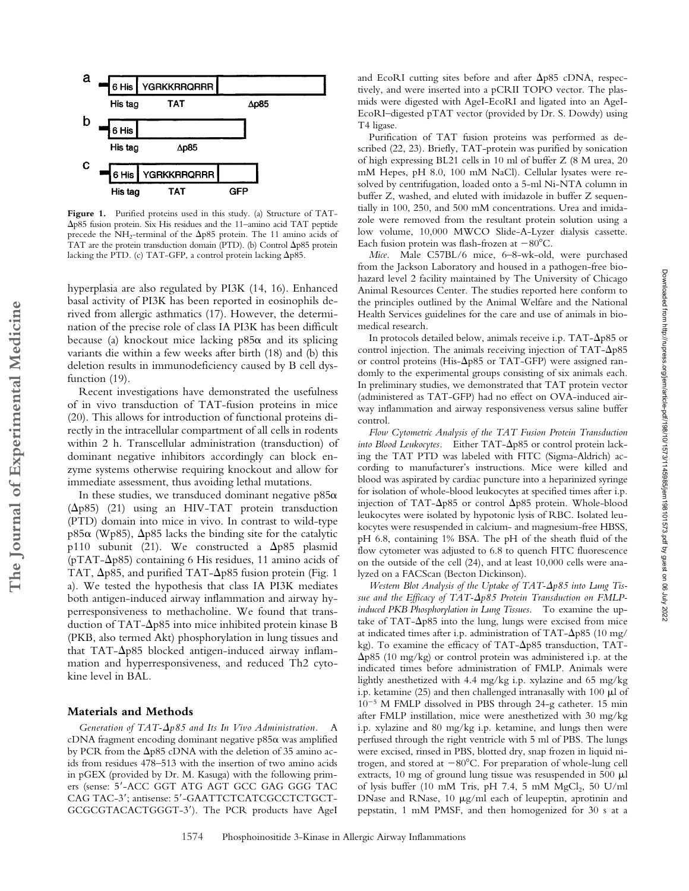**Figure 1.** Purified proteins used in this study. (a) Structure of TAT-Δp85 fusion protein. Six His residues and the 11–amino acid TAT peptide precede the $NH_2$-terminal of the Δp85 protein. The 11 amino acids of TAT are the protein transduction domain (PTD). (b) Control Δp85 protein lacking the PTD. (c) TAT-GFP, a control protein lacking Δp85.

hyperplasia are also regulated by PI3K (14, 16). Enhanced basal activity of PI3K has been reported in eosinophils derived from allergic asthmatics (17). However, the determination of the precise role of class IA PI3K has been difficult because (a) knockout mice lacking p85α and its splicing variants die within a few weeks after birth (18) and (b) this deletion results in immunodeficiency caused by B cell dysfunction (19).

Recent investigations have demonstrated the usefulness of in vivo transduction of TAT-fusion proteins in mice (20). This allows for introduction of functional proteins directly in the intracellular compartment of all cells in rodents within 2 h. Transcellular administration (transduction) of dominant negative inhibitors accordingly can block enzyme systems otherwise requiring knockout and allow for immediate assessment, thus avoiding lethal mutations.

In these studies, we transduced dominant negative p85α (Δp85) (21) using an HIV-TAT protein transduction (PTD) domain into mice in vivo. In contrast to wild-type p85α (Wp85), Δp85 lacks the binding site for the catalytic p110 subunit (21). We constructed a Δp85 plasmid (pTAT-Δp85) containing 6 His residues, 11 amino acids of TAT, Δp85, and purified TAT-Δp85 fusion protein (Fig. 1 a). We tested the hypothesis that class IA PI3K mediates both antigen-induced airway inflammation and airway hyperresponsiveness to methacholine. We found that transduction of TAT-Δp85 into mice inhibited protein kinase B (PKB, also termed Akt) phosphorylation in lung tissues and that TAT-Δp85 blocked antigen-induced airway inflammation and hyperresponsiveness, and reduced Th2 cytokine level in BAL.

## Materials and Methods

*Generation of TAT-Δp85 and Its In Vivo Administration.* A cDNA fragment encoding dominant negative p85α was amplified by PCR from the Δp85 cDNA with the deletion of 35 amino acids from residues 478–513 with the insertion of two amino acids in pGEX (provided by Dr. M. Kasuga) with the following primers (sense: 5′-ACC GGT ATG AGT GCC GAG GGG TAC CAG TAC-3′; antisense: 5′-GAATTCTCATCGCCTCTGCT-GCGCGTACACTGGGT-3′). The PCR products have AgeI and EcoRI cutting sites before and after Δp85 cDNA, respectively, and were inserted into a pCRII TOPO vector. The plasmids were digested with AgeI-EcoRI and ligated into an AgeI-EcoRI–digested pTAT vector (provided by Dr. S. Dowdy) using T4 ligase.

Purification of TAT fusion proteins was performed as described (22, 23). Briefly, TAT-protein was purified by sonication of high expressing BL21 cells in 10 ml of buffer Z (8 M urea, 20 mM Hepes, pH 8.0, 100 mM NaCl). Cellular lysates were resolved by centrifugation, loaded onto a 5-ml Ni-NTA column in buffer Z, washed, and eluted with imidazole in buffer Z sequentially in 100, 250, and 500 mM concentrations. Urea and imidazole were removed from the resultant protein solution using a low volume, 10,000 MWCO Slide-A-Lyzer dialysis cassette. Each fusion protein was flash-frozen at −80°C.

*Mice.* Male C57BL/6 mice, 6–8-wk-old, were purchased from the Jackson Laboratory and housed in a pathogen-free biohazard level 2 facility maintained by The University of Chicago Animal Resources Center. The studies reported here conform to the principles outlined by the Animal Welfare and the National Health Services guidelines for the care and use of animals in biomedical research.

In protocols detailed below, animals receive i.p. TAT-Δp85 or control injection. The animals receiving injection of TAT-Δp85 or control proteins (His-Δp85 or TAT-GFP) were assigned randomly to the experimental groups consisting of six animals each. In preliminary studies, we demonstrated that TAT protein vector (administered as TAT-GFP) had no effect on OVA-induced airway inflammation and airway responsiveness versus saline buffer control.

*Flow Cytometric Analysis of the TAT Fusion Protein Transduction into Blood Leukocytes.* Either TAT-Δp85 or control protein lacking the TAT PTD was labeled with FITC (Sigma-Aldrich) according to manufacturer's instructions. Mice were killed and blood was aspirated by cardiac puncture into a heparinized syringe for isolation of whole-blood leukocytes at specified times after i.p. injection of TAT-Δp85 or control Δp85 protein. Whole-blood leukocytes were isolated by hypotonic lysis of RBC. Isolated leukocytes were resuspended in calcium- and magnesium-free HBSS, pH 6.8, containing 1% BSA. The pH of the sheath fluid of the flow cytometer was adjusted to 6.8 to quench FITC fluorescence on the outside of the cell (24), and at least 10,000 cells were analyzed on a FACScan (Becton Dickinson).

*Western Blot Analysis of the Uptake of TAT-Δp85 into Lung Tissue and the Efficacy of TAT-Δp85 Protein Transduction on FMLP-induced PKB Phosphorylation in Lung Tissues.* To examine the uptake of TAT-Δp85 into the lung, lungs were excised from mice at indicated times after i.p. administration of TAT-Δp85 (10 mg/kg). To examine the efficacy of TAT-Δp85 transduction, TAT-Δp85 (10 mg/kg) or control protein was administered i.p. at the indicated times before administration of FMLP. Animals were lightly anesthetized with 4.4 mg/kg i.p. xylazine and 65 mg/kg i.p. ketamine (25) and then challenged intranasally with 100 μl of $10^{-5}$ M FMLP dissolved in PBS through 24-g catheter. 15 min after FMLP instillation, mice were anesthetized with 30 mg/kg i.p. xylazine and 80 mg/kg i.p. ketamine, and lungs then were perfused through the right ventricle with 5 ml of PBS. The lungs were excised, rinsed in PBS, blotted dry, snap frozen in liquid nitrogen, and stored at −80°C. For preparation of whole-lung cell extracts, 10 mg of ground lung tissue was resuspended in 500 μl of lysis buffer (10 mM Tris, pH 7.4, 5 mM $MgCl_2$, 50 U/ml DNase and RNase, 10 μg/ml each of leupeptin, aprotinin and pepstatin, 1 mM PMSF, and then homogenized for 30 s at a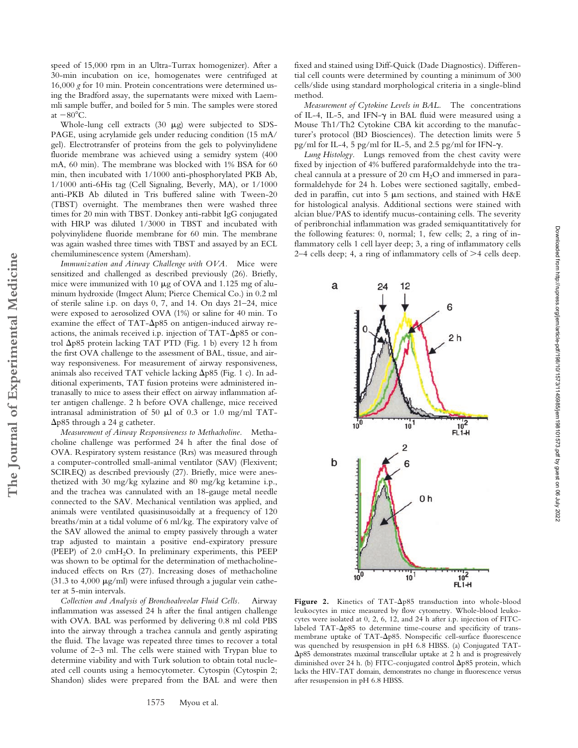speed of 15,000 rpm in an Ultra-Turrax homogenizer). After a 30-min incubation on ice, homogenates were centrifuged at 16,000 *g* for 10 min. Protein concentrations were determined using the Bradford assay, the supernatants were mixed with Laemmli sample buffer, and boiled for 5 min. The samples were stored at −80°C.

Whole-lung cell extracts (30 μg) were subjected to SDS-PAGE, using acrylamide gels under reducing condition (15 mA/gel). Electrotransfer of proteins from the gels to polyvinylidene fluoride membrane was achieved using a semidry system (400 mA, 60 min). The membrane was blocked with 1% BSA for 60 min, then incubated with 1/1000 anti-phosphorylated PKB Ab, 1/1000 anti-6His tag (Cell Signaling, Beverly, MA), or 1/1000 anti-PKB Ab diluted in Tris buffered saline with Tween-20 (TBST) overnight. The membranes then were washed three times for 20 min with TBST. Donkey anti-rabbit IgG conjugated with HRP was diluted 1/3000 in TBST and incubated with polyvinylidene fluoride membrane for 60 min. The membrane was again washed three times with TBST and assayed by an ECL chemiluminescence system (Amersham).

*Immunization and Airway Challenge with OVA.* Mice were sensitized and challenged as described previously (26). Briefly, mice were immunized with 10 μg of OVA and 1.125 mg of aluminum hydroxide (Imgect Alum; Pierce Chemical Co.) in 0.2 ml of sterile saline i.p. on days 0, 7, and 14. On days 21–24, mice were exposed to aerosolized OVA (1%) or saline for 40 min. To examine the effect of TAT-Δp85 on antigen-induced airway reactions, the animals received i.p. injection of TAT-Δp85 or control Δp85 protein lacking TAT PTD (Fig. 1 b) every 12 h from the first OVA challenge to the assessment of BAL, tissue, and airway responsiveness. For measurement of airway responsiveness, animals also received TAT vehicle lacking Δp85 (Fig. 1 c). In additional experiments, TAT fusion proteins were administered intranasally to mice to assess their effect on airway inflammation after antigen challenge. 2 h before OVA challenge, mice received intranasal administration of 50 μl of 0.3 or 1.0 mg/ml TAT-Δp85 through a 24 g catheter.

*Measurement of Airway Responsiveness to Methacholine.* Methacholine challenge was performed 24 h after the final dose of OVA. Respiratory system resistance (Rrs) was measured through a computer-controlled small-animal ventilator (SAV) (Flexivent; SCIREQ) as described previously (27). Briefly, mice were anesthetized with 30 mg/kg xylazine and 80 mg/kg ketamine i.p., and the trachea was cannulated with an 18-gauge metal needle connected to the SAV. Mechanical ventilation was applied, and animals were ventilated quasisinusoidally at a frequency of 120 breaths/min at a tidal volume of 6 ml/kg. The expiratory valve of the SAV allowed the animal to empty passively through a water trap adjusted to maintain a positive end-expiratory pressure (PEEP) of 2.0 $cmH_2O$. In preliminary experiments, this PEEP was shown to be optimal for the determination of methacholine-induced effects on Rrs (27). Increasing doses of methacholine (31.3 to 4,000 μg/ml) were infused through a jugular vein catheter at 5-min intervals.

*Collection and Analysis of Bronchoalveolar Fluid Cells.* Airway inflammation was assessed 24 h after the final antigen challenge with OVA. BAL was performed by delivering 0.8 ml cold PBS into the airway through a trachea cannula and gently aspirating the fluid. The lavage was repeated three times to recover a total volume of 2–3 ml. The cells were stained with Trypan blue to determine viability and with Turk solution to obtain total nucleated cell counts using a hemocytometer. Cytospin (Cytospin 2; Shandon) slides were prepared from the BAL and were then fixed and stained using Diff-Quick (Dade Diagnostics). Differential cell counts were determined by counting a minimum of 300 cells/slide using standard morphological criteria in a single-blind method.

*Measurement of Cytokine Levels in BAL.* The concentrations of IL-4, IL-5, and IFN-γ in BAL fluid were measured using a Mouse Th1/Th2 Cytokine CBA kit according to the manufacturer's protocol (BD Biosciences). The detection limits were 5 pg/ml for IL-4, 5 pg/ml for IL-5, and 2.5 pg/ml for IFN-γ.

*Lung Histology.* Lungs removed from the chest cavity were fixed by injection of 4% buffered paraformaldehyde into the tracheal cannula at a pressure of 20 cm $H_2O$ and immersed in paraformaldehyde for 24 h. Lobes were sectioned sagitally, embedded in paraffin, cut into 5 μm sections, and stained with H&E for histological analysis. Additional sections were stained with alcian blue/PAS to identify mucus-containing cells. The severity of peribronchial inflammation was graded semiquantitatively for the following features: 0, normal; 1, few cells; 2, a ring of inflammatory cells 1 cell layer deep; 3, a ring of inflammatory cells 2–4 cells deep; 4, a ring of inflammatory cells of >4 cells deep.

**Figure 2.** Kinetics of TAT-Δp85 transduction into whole-blood leukocytes in mice measured by flow cytometry. Whole-blood leukocytes were isolated at 0, 2, 6, 12, and 24 h after i.p. injection of FITC-labeled TAT-Δp85 to determine time-course and specificity of transmembrane uptake of TAT-Δp85. Nonspecific cell-surface fluorescence was quenched by resuspension in pH 6.8 HBSS. (a) Conjugated TAT-Δp85 demonstrates maximal transcellular uptake at 2 h and is progressively diminished over 24 h. (b) FITC-conjugated control Δp85 protein, which lacks the HIV-TAT domain, demonstrates no change in fluorescence versus after resuspension in pH 6.8 HBSS.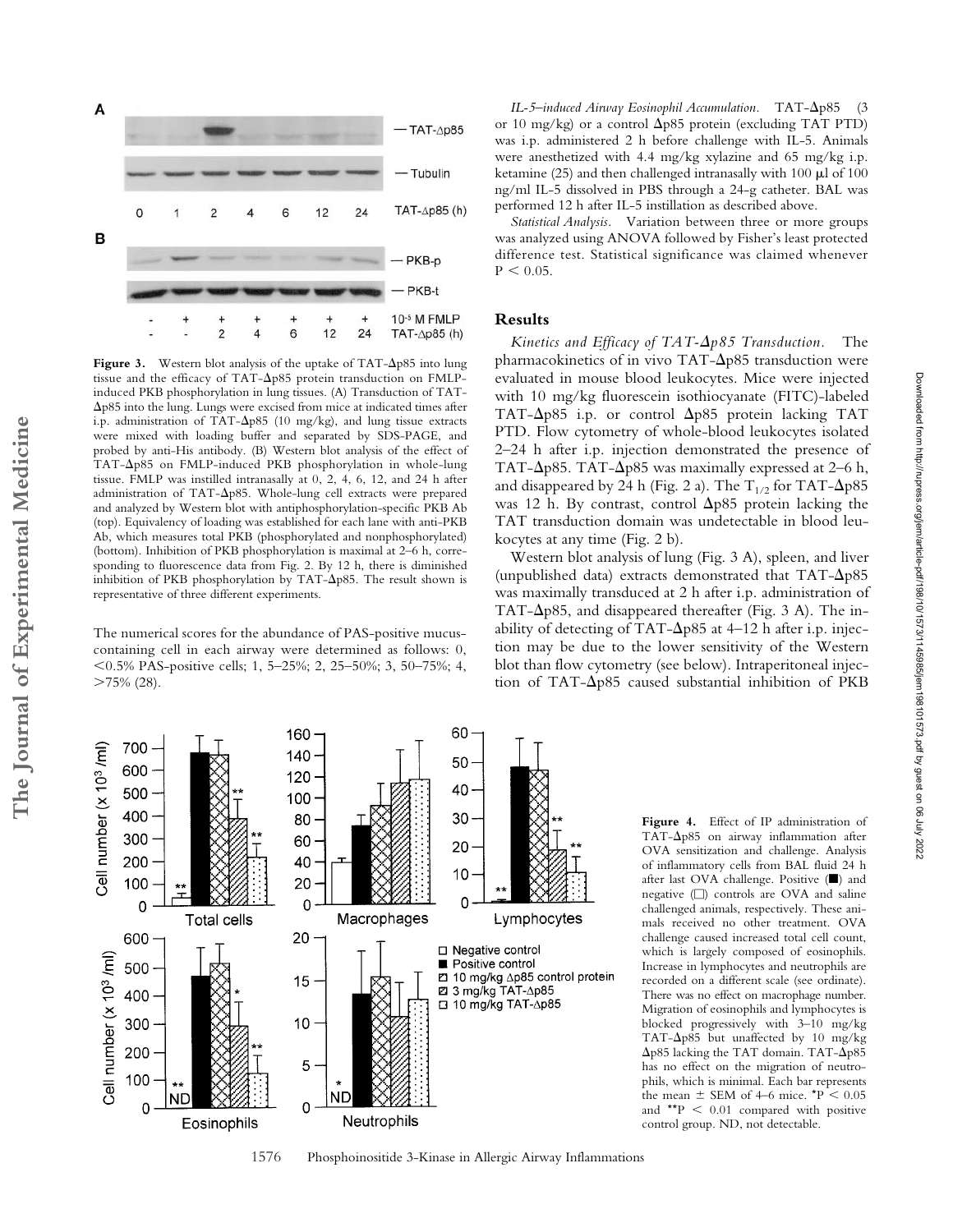**Figure 3.** Western blot analysis of the uptake of TAT-Δp85 into lung tissue and the efficacy of TAT-Δp85 protein transduction on FMLP-induced PKB phosphorylation in lung tissues. (A) Transduction of TAT-Δp85 into the lung. Lungs were excised from mice at indicated times after i.p. administration of TAT-Δp85 (10 mg/kg), and lung tissue extracts were mixed with loading buffer and separated by SDS-PAGE, and probed by anti-His antibody. (B) Western blot analysis of the effect of TAT-Δp85 on FMLP-induced PKB phosphorylation in whole-lung tissue. FMLP was instilled intranasally at 0, 2, 4, 6, 12, and 24 h after administration of TAT-Δp85. Whole-lung cell extracts were prepared and analyzed by Western blot with antiphosphorylation-specific PKB Ab (top). Equivalency of loading was established for each lane with anti-PKB Ab, which measures total PKB (phosphorylated and nonphosphorylated) (bottom). Inhibition of PKB phosphorylation is maximal at 2–6 h, corresponding to fluorescence data from Fig. 2. By 12 h, there is diminished inhibition of PKB phosphorylation by TAT-Δp85. The result shown is representative of three different experiments.

The numerical scores for the abundance of PAS-positive mucus-containing cell in each airway were determined as follows: 0, <0.5% PAS-positive cells; 1, 5–25%; 2, 25–50%; 3, 50–75%; 4, >75% (28).

*IL-5–induced Airway Eosinophil Accumulation.* TAT-Δp85 (3 or 10 mg/kg) or a control Δp85 protein (excluding TAT PTD) was i.p. administered 2 h before challenge with IL-5. Animals were anesthetized with 4.4 mg/kg xylazine and 65 mg/kg i.p. ketamine (25) and then challenged intranasally with 100 μl of 100 ng/ml IL-5 dissolved in PBS through a 24-g catheter. BAL was performed 12 h after IL-5 instillation as described above.

*Statistical Analysis.* Variation between three or more groups was analyzed using ANOVA followed by Fisher's least protected difference test. Statistical significance was claimed whenever $P < 0.05$.

## Results

*Kinetics and Efficacy of TAT-Δp85 Transduction.* The pharmacokinetics of in vivo TAT-Δp85 transduction were evaluated in mouse blood leukocytes. Mice were injected with 10 mg/kg fluorescein isothiocyanate (FITC)-labeled TAT-Δp85 i.p. or control Δp85 protein lacking TAT PTD. Flow cytometry of whole-blood leukocytes isolated 2–24 h after i.p. injection demonstrated the presence of TAT-Δp85. TAT-Δp85 was maximally expressed at 2–6 h, and disappeared by 24 h (Fig. 2 a). The $T_{1/2}$ for TAT-Δp85 was 12 h. By contrast, control Δp85 protein lacking the TAT transduction domain was undetectable in blood leukocytes at any time (Fig. 2 b).

Western blot analysis of lung (Fig. 3 A), spleen, and liver (unpublished data) extracts demonstrated that TAT-Δp85 was maximally transduced at 2 h after i.p. administration of TAT-Δp85, and disappeared thereafter (Fig. 3 A). The inability of detecting of TAT-Δp85 at 4–12 h after i.p. injection may be due to the lower sensitivity of the Western blot than flow cytometry (see below). Intraperitoneal injection of TAT-Δp85 caused substantial inhibition of PKB

**Figure 4.** Effect of IP administration of TAT-Δp85 on airway inflammation after OVA sensitization and challenge. Analysis of inflammatory cells from BAL fluid 24 h after last OVA challenge. Positive (■) and negative (□) controls are OVA and saline challenged animals, respectively. These animals received no other treatment. OVA challenge caused increased total cell count, which is largely composed of eosinophils. Increase in lymphocytes and neutrophils are recorded on a different scale (see ordinate). There was no effect on macrophage number. Migration of eosinophils and lymphocytes is blocked progressively with 3–10 mg/kg TAT-Δp85 but unaffected by 10 mg/kg Δp85 lacking the TAT domain. TAT-Δp85 has no effect on the migration of neutrophils, which is minimal. Each bar represents the mean ± SEM of 4–6 mice. $^{*}P < 0.05$ and $^{**}P < 0.01$ compared with positive control group. ND, not detectable.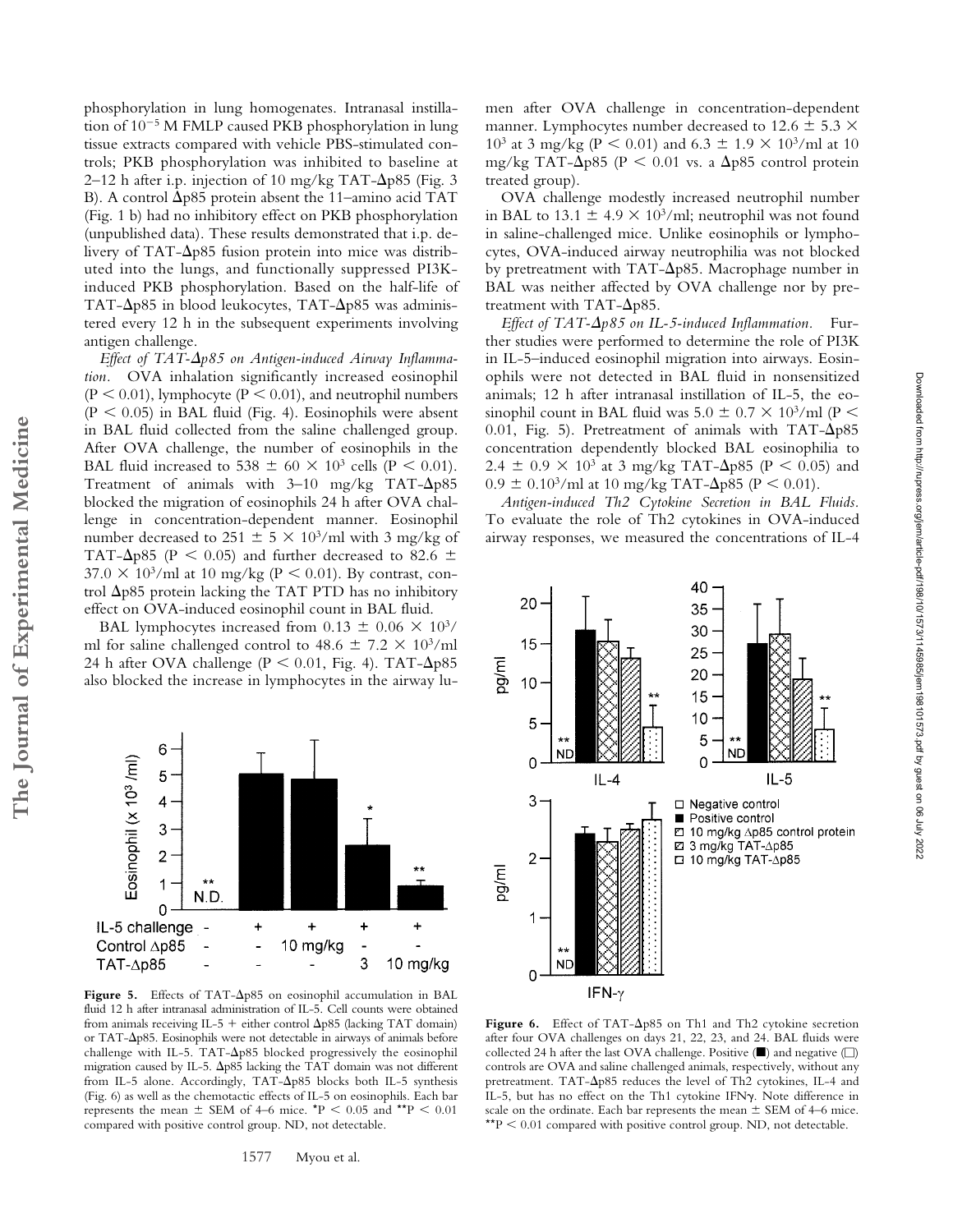phosphorylation in lung homogenates. Intranasal instillation of $10^{-5}$ M FMLP caused PKB phosphorylation in lung tissue extracts compared with vehicle PBS-stimulated controls; PKB phosphorylation was inhibited to baseline at 2–12 h after i.p. injection of 10 mg/kg TAT-Δp85 (Fig. 3 B). A control Δp85 protein absent the 11–amino acid TAT (Fig. 1 b) had no inhibitory effect on PKB phosphorylation (unpublished data). These results demonstrated that i.p. delivery of TAT-Δp85 fusion protein into mice was distributed into the lungs, and functionally suppressed PI3K-induced PKB phosphorylation. Based on the half-life of TAT-Δp85 in blood leukocytes, TAT-Δp85 was administered every 12 h in the subsequent experiments involving antigen challenge.

*Effect of TAT-Δp85 on Antigen-induced Airway Inflammation.* OVA inhalation significantly increased eosinophil ($P < 0.01$), lymphocyte ($P < 0.01$), and neutrophil numbers ($P < 0.05$) in BAL fluid (Fig. 4). Eosinophils were absent in BAL fluid collected from the saline challenged group. After OVA challenge, the number of eosinophils in the BAL fluid increased to $538 \pm 60 \times 10^3$ cells ($P < 0.01$). Treatment of animals with 3–10 mg/kg TAT-Δp85 blocked the migration of eosinophils 24 h after OVA challenge in concentration-dependent manner. Eosinophil number decreased to $251 \pm 5 \times 10^3$/ml with 3 mg/kg of TAT-Δp85 ($P < 0.05$) and further decreased to $82.6 \pm 37.0 \times 10^3$/ml at 10 mg/kg ($P < 0.01$). By contrast, control Δp85 protein lacking the TAT PTD has no inhibitory effect on OVA-induced eosinophil count in BAL fluid.

BAL lymphocytes increased from $0.13 \pm 0.06 \times 10^3$/ml for saline challenged control to $48.6 \pm 7.2 \times 10^3$/ml 24 h after OVA challenge ($P < 0.01$, Fig. 4). TAT-Δp85 also blocked the increase in lymphocytes in the airway lumen after OVA challenge in concentration-dependent manner. Lymphocytes number decreased to $12.6 \pm 5.3 \times 10^3$ at 3 mg/kg ($P < 0.01$) and $6.3 \pm 1.9 \times 10^3$/ml at 10 mg/kg TAT-Δp85 ($P < 0.01$ vs. a Δp85 control protein treated group).

OVA challenge modestly increased neutrophil number in BAL to $13.1 \pm 4.9 \times 10^3$/ml; neutrophil was not found in saline-challenged mice. Unlike eosinophils or lymphocytes, OVA-induced airway neutrophilia was not blocked by pretreatment with TAT-Δp85. Macrophage number in BAL was neither affected by OVA challenge nor by pretreatment with TAT-Δp85.

*Effect of TAT-Δp85 on IL-5-induced Inflammation.* Further studies were performed to determine the role of PI3K in IL-5–induced eosinophil migration into airways. Eosinophils were not detected in BAL fluid in nonsensitized animals; 12 h after intranasal instillation of IL-5, the eosinophil count in BAL fluid was $5.0 \pm 0.7 \times 10^3$/ml ($P < 0.01$, Fig. 5). Pretreatment of animals with TAT-Δp85 concentration dependently blocked BAL eosinophilia to $2.4 \pm 0.9 \times 10^3$ at 3 mg/kg TAT-Δp85 ($P < 0.05$) and $0.9 \pm 0.10^3$/ml at 10 mg/kg TAT-Δp85 ($P < 0.01$).

*Antigen-induced Th2 Cytokine Secretion in BAL Fluids.* To evaluate the role of Th2 cytokines in OVA-induced airway responses, we measured the concentrations of IL-4

**Figure 5.** Effects of TAT-Δp85 on eosinophil accumulation in BAL fluid 12 h after intranasal administration of IL-5. Cell counts were obtained from animals receiving IL-5 + either control Δp85 (lacking TAT domain) or TAT-Δp85. Eosinophils were not detectable in airways of animals before challenge with IL-5. TAT-Δp85 blocked progressively the eosinophil migration caused by IL-5. Δp85 lacking the TAT domain was not different from IL-5 alone. Accordingly, TAT-Δp85 blocks both IL-5 synthesis (Fig. 6) as well as the chemotactic effects of IL-5 on eosinophils. Each bar represents the mean ± SEM of 4–6 mice. \*$P < 0.05$ and \*\*$P < 0.01$ compared with positive control group. ND, not detectable.

**Figure 6.** Effect of TAT-Δp85 on Th1 and Th2 cytokine secretion after four OVA challenges on days 21, 22, 23, and 24. BAL fluids were collected 24 h after the last OVA challenge. Positive (■) and negative (□) controls are OVA and saline challenged animals, respectively, without any pretreatment. TAT-Δp85 reduces the level of Th2 cytokines, IL-4 and IL-5, but has no effect on the Th1 cytokine IFNγ. Note difference in scale on the ordinate. Each bar represents the mean ± SEM of 4–6 mice. \*\*$P < 0.01$ compared with positive control group. ND, not detectable.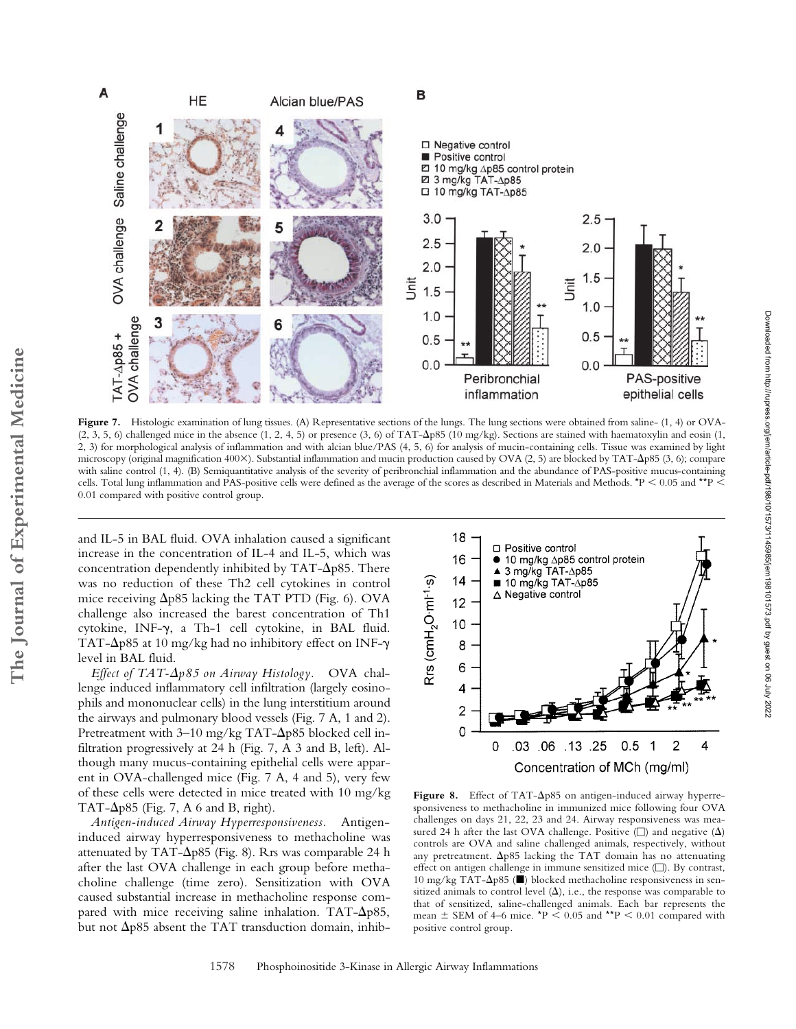**Figure 7.** Histologic examination of lung tissues. (A) Representative sections of the lungs. The lung sections were obtained from saline- (1, 4) or OVA- (2, 3, 5, 6) challenged mice in the absence (1, 2, 4, 5) or presence (3, 6) of TAT-Δp85 (10 mg/kg). Sections are stained with haematoxylin and eosin (1, 2, 3) for morphological analysis of inflammation and with alcian blue/PAS (4, 5, 6) for analysis of mucin-containing cells. Tissue was examined by light microscopy (original magnification 400×). Substantial inflammation and mucin production caused by OVA (2, 5) are blocked by TAT-Δp85 (3, 6); compare with saline control (1, 4). (B) Semiquantitative analysis of the severity of peribronchial inflammation and the abundance of PAS-positive mucus-containing cells. Total lung inflammation and PAS-positive cells were defined as the average of the scores as described in Materials and Methods. \*P < 0.05 and \*\*P < 0.01 compared with positive control group.

and IL-5 in BAL fluid. OVA inhalation caused a significant increase in the concentration of IL-4 and IL-5, which was concentration dependently inhibited by TAT-Δp85. There was no reduction of these Th2 cell cytokines in control mice receiving Δp85 lacking the TAT PTD (Fig. 6). OVA challenge also increased the barest concentration of Th1 cytokine, INF-γ, a Th-1 cell cytokine, in BAL fluid. TAT-Δp85 at 10 mg/kg had no inhibitory effect on INF-γ level in BAL fluid.

*Effect of TAT-Δp85 on Airway Histology.* OVA challenge induced inflammatory cell infiltration (largely eosinophils and mononuclear cells) in the lung interstitium around the airways and pulmonary blood vessels (Fig. 7 A, 1 and 2). Pretreatment with 3–10 mg/kg TAT-Δp85 blocked cell infiltration progressively at 24 h (Fig. 7, A 3 and B, left). Although many mucus-containing epithelial cells were apparent in OVA-challenged mice (Fig. 7 A, 4 and 5), very few of these cells were detected in mice treated with 10 mg/kg TAT-Δp85 (Fig. 7, A 6 and B, right).

*Antigen-induced Airway Hyperresponsiveness.* Antigen-induced airway hyperresponsiveness to methacholine was attenuated by TAT-Δp85 (Fig. 8). Rrs was comparable 24 h after the last OVA challenge in each group before methacholine challenge (time zero). Sensitization with OVA caused substantial increase in methacholine response compared with mice receiving saline inhalation. TAT-Δp85, but not Δp85 absent the TAT transduction domain, inhib-

**Figure 8.** Effect of TAT-Δp85 on antigen-induced airway hyperresponsiveness to methacholine in immunized mice following four OVA challenges on days 21, 22, 23 and 24. Airway responsiveness was measured 24 h after the last OVA challenge. Positive (□) and negative (Δ) controls are OVA and saline challenged animals, respectively, without any pretreatment. Δp85 lacking the TAT domain has no attenuating effect on antigen challenge in immune sensitized mice (□). By contrast, 10 mg/kg TAT-Δp85 (■) blocked methacholine responsiveness in sensitized animals to control level (Δ), i.e., the response was comparable to that of sensitized, saline-challenged animals. Each bar represents the mean ± SEM of 4–6 mice. \*P < 0.05 and \*\*P < 0.01 compared with positive control group.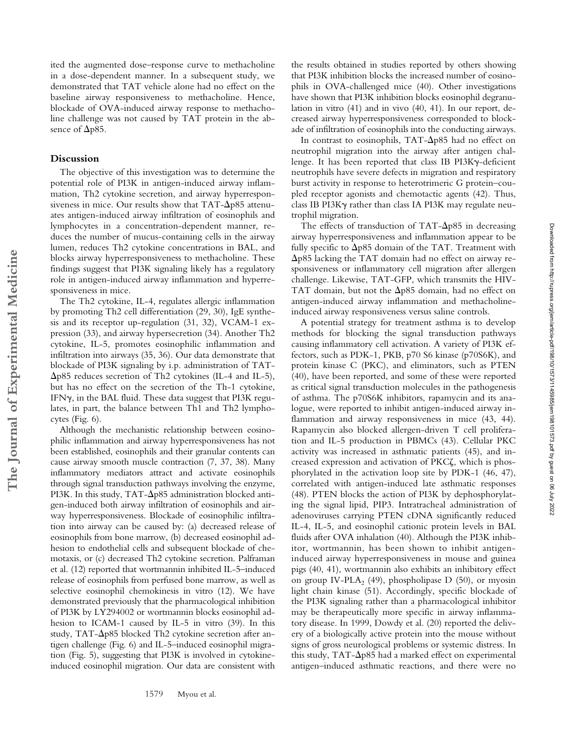ited the augmented dose–response curve to methacholine in a dose-dependent manner. In a subsequent study, we demonstrated that TAT vehicle alone had no effect on the baseline airway responsiveness to methacholine. Hence, blockade of OVA-induced airway response to methacholine challenge was not caused by TAT protein in the absence of Δp85.

## Discussion

The objective of this investigation was to determine the potential role of PI3K in antigen-induced airway inflammation, Th2 cytokine secretion, and airway hyperresponsiveness in mice. Our results show that TAT-Δp85 attenuates antigen-induced airway infiltration of eosinophils and lymphocytes in a concentration-dependent manner, reduces the number of mucus-containing cells in the airway lumen, reduces Th2 cytokine concentrations in BAL, and blocks airway hyperresponsiveness to methacholine. These findings suggest that PI3K signaling likely has a regulatory role in antigen-induced airway inflammation and hyperresponsiveness in mice.

The Th2 cytokine, IL-4, regulates allergic inflammation by promoting Th2 cell differentiation (29, 30), IgE synthesis and its receptor up-regulation (31, 32), VCAM-1 expression (33), and airway hypersecretion (34). Another Th2 cytokine, IL-5, promotes eosinophilic inflammation and infiltration into airways (35, 36). Our data demonstrate that blockade of PI3K signaling by i.p. administration of TAT-Δp85 reduces secretion of Th2 cytokines (IL-4 and IL-5), but has no effect on the secretion of the Th-1 cytokine, IFNγ, in the BAL fluid. These data suggest that PI3K regulates, in part, the balance between Th1 and Th2 lymphocytes (Fig. 6).

Although the mechanistic relationship between eosinophilic inflammation and airway hyperresponsiveness has not been established, eosinophils and their granular contents can cause airway smooth muscle contraction (7, 37, 38). Many inflammatory mediators attract and activate eosinophils through signal transduction pathways involving the enzyme, PI3K. In this study, TAT-Δp85 administration blocked antigen-induced both airway infiltration of eosinophils and airway hyperresponsiveness. Blockade of eosinophilic infiltration into airway can be caused by: (a) decreased release of eosinophils from bone marrow, (b) decreased eosinophil adhesion to endothelial cells and subsequent blockade of chemotaxis, or (c) decreased Th2 cytokine secretion. Palframan et al. (12) reported that wortmannin inhibited IL-5–induced release of eosinophils from perfused bone marrow, as well as selective eosinophil chemokinesis in vitro (12). We have demonstrated previously that the pharmacological inhibition of PI3K by LY294002 or wortmannin blocks eosinophil adhesion to ICAM-1 caused by IL-5 in vitro (39). In this study, TAT-Δp85 blocked Th2 cytokine secretion after antigen challenge (Fig. 6) and IL-5–induced eosinophil migration (Fig. 5), suggesting that PI3K is involved in cytokine-induced eosinophil migration. Our data are consistent with the results obtained in studies reported by others showing that PI3K inhibition blocks the increased number of eosinophils in OVA-challenged mice (40). Other investigations have shown that PI3K inhibition blocks eosinophil degranulation in vitro (41) and in vivo (40, 41). In our report, decreased airway hyperresponsiveness corresponded to blockade of infiltration of eosinophils into the conducting airways.

In contrast to eosinophils, TAT-Δp85 had no effect on neutrophil migration into the airway after antigen challenge. It has been reported that class IB PI3Kγ-deficient neutrophils have severe defects in migration and respiratory burst activity in response to heterotrimeric G protein–coupled receptor agonists and chemotactic agents (42). Thus, class IB PI3Kγ rather than class IA PI3K may regulate neutrophil migration.

The effects of transduction of TAT-Δp85 in decreasing airway hyperresponsiveness and inflammation appear to be fully specific to Δp85 domain of the TAT. Treatment with Δp85 lacking the TAT domain had no effect on airway responsiveness or inflammatory cell migration after allergen challenge. Likewise, TAT-GFP, which transmits the HIV-TAT domain, but not the Δp85 domain, had no effect on antigen-induced airway inflammation and methacholine-induced airway responsiveness versus saline controls.

A potential strategy for treatment asthma is to develop methods for blocking the signal transduction pathways causing inflammatory cell activation. A variety of PI3K effectors, such as PDK-1, PKB, p70 S6 kinase (p70S6K), and protein kinase C (PKC), and eliminators, such as PTEN (40), have been reported, and some of these were reported as critical signal transduction molecules in the pathogenesis of asthma. The p70S6K inhibitors, rapamycin and its analogue, were reported to inhibit antigen-induced airway inflammation and airway responsiveness in mice (43, 44). Rapamycin also blocked allergen-driven T cell proliferation and IL-5 production in PBMCs (43). Cellular PKC activity was increased in asthmatic patients (45), and increased expression and activation of PKCζ, which is phosphorylated in the activation loop site by PDK-1 (46, 47), correlated with antigen-induced late asthmatic responses (48). PTEN blocks the action of PI3K by dephosphorylating the signal lipid, PIP3. Intratracheal administration of adenoviruses carrying PTEN cDNA significantly reduced IL-4, IL-5, and eosinophil cationic protein levels in BAL fluids after OVA inhalation (40). Although the PI3K inhibitor, wortmannin, has been shown to inhibit antigen-induced airway hyperresponsiveness in mouse and guinea pigs (40, 41), wortmannin also exhibits an inhibitory effect on group IV-$PLA_2$ (49), phospholipase D (50), or myosin light chain kinase (51). Accordingly, specific blockade of the PI3K signaling rather than a pharmacological inhibitor may be therapeutically more specific in airway inflammatory disease. In 1999, Dowdy et al. (20) reported the delivery of a biologically active protein into the mouse without signs of gross neurological problems or systemic distress. In this study, TAT-Δp85 had a marked effect on experimental antigen–induced asthmatic reactions, and there were no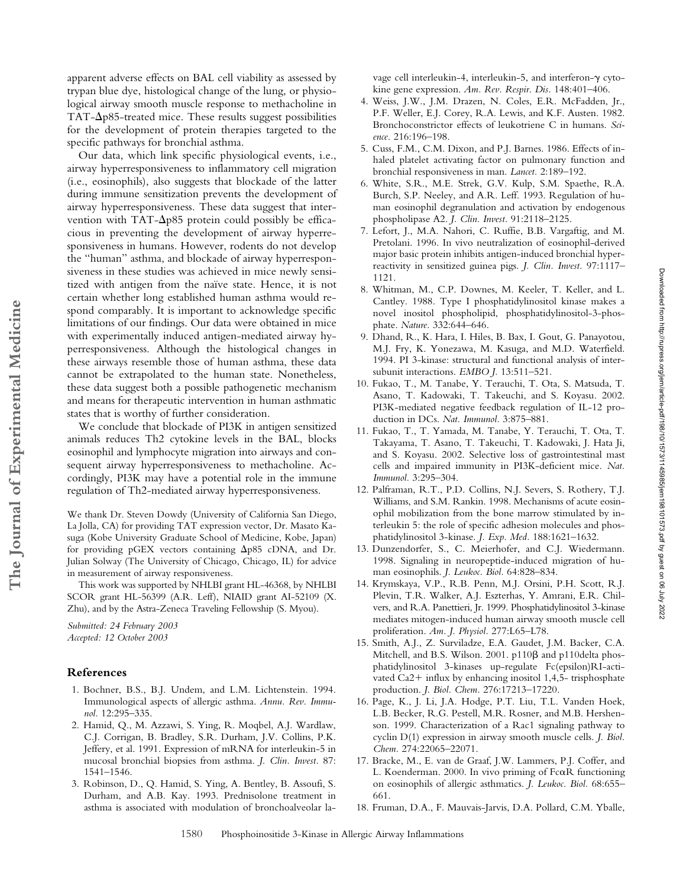apparent adverse effects on BAL cell viability as assessed by trypan blue dye, histological change of the lung, or physiological airway smooth muscle response to methacholine in TAT-Δp85-treated mice. These results suggest possibilities for the development of protein therapies targeted to the specific pathways for bronchial asthma.

Our data, which link specific physiological events, i.e., airway hyperresponsiveness to inflammatory cell migration (i.e., eosinophils), also suggests that blockade of the latter during immune sensitization prevents the development of airway hyperresponsiveness. These data suggest that intervention with TAT-Δp85 protein could possibly be efficacious in preventing the development of airway hyperresponsiveness in humans. However, rodents do not develop the "human" asthma, and blockade of airway hyperresponsiveness in these studies was achieved in mice newly sensitized with antigen from the naïve state. Hence, it is not certain whether long established human asthma would respond comparably. It is important to acknowledge specific limitations of our findings. Our data were obtained in mice with experimentally induced antigen-mediated airway hyperresponsiveness. Although the histological changes in these airways resemble those of human asthma, these data cannot be extrapolated to the human state. Nonetheless, these data suggest both a possible pathogenetic mechanism and means for therapeutic intervention in human asthmatic states that is worthy of further consideration.

We conclude that blockade of PI3K in antigen sensitized animals reduces Th2 cytokine levels in the BAL, blocks eosinophil and lymphocyte migration into airways and consequent airway hyperresponsiveness to methacholine. Accordingly, PI3K may have a potential role in the immune regulation of Th2-mediated airway hyperresponsiveness.

We thank Dr. Steven Dowdy (University of California San Diego, La Jolla, CA) for providing TAT expression vector, Dr. Masato Kasuga (Kobe University Graduate School of Medicine, Kobe, Japan) for providing pGEX vectors containing Δp85 cDNA, and Dr. Julian Solway (The University of Chicago, Chicago, IL) for advice in measurement of airway responsiveness.

This work was supported by NHLBI grant HL-46368, by NHLBI SCOR grant HL-56399 (A.R. Leff), NIAID grant AI-52109 (X. Zhu), and by the Astra-Zeneca Traveling Fellowship (S. Myou).

*Submitted: 24 February 2003*
*Accepted: 12 October 2003*

## References

1. Bochner, B.S., B.J. Undem, and L.M. Lichtenstein. 1994. Immunological aspects of allergic asthma. *Annu. Rev. Immunol.* 12:295–335.
2. Hamid, Q., M. Azzawi, S. Ying, R. Moqbel, A.J. Wardlaw, C.J. Corrigan, B. Bradley, S.R. Durham, J.V. Collins, P.K. Jeffery, et al. 1991. Expression of mRNA for interleukin-5 in mucosal bronchial biopsies from asthma. *J. Clin. Invest.* 87: 1541–1546.
3. Robinson, D., Q. Hamid, S. Ying, A. Bentley, B. Assoufi, S. Durham, and A.B. Kay. 1993. Prednisolone treatment in asthma is associated with modulation of bronchoalveolar lavage cell interleukin-4, interleukin-5, and interferon-γ cytokine gene expression. *Am. Rev. Respir. Dis.* 148:401–406.
4. Weiss, J.W., J.M. Drazen, N. Coles, E.R. McFadden, Jr., P.F. Weller, E.J. Corey, R.A. Lewis, and K.F. Austen. 1982. Bronchoconstrictor effects of leukotriene C in humans. *Science.* 216:196–198.
5. Cuss, F.M., C.M. Dixon, and P.J. Barnes. 1986. Effects of inhaled platelet activating factor on pulmonary function and bronchial responsiveness in man. *Lancet.* 2:189–192.
6. White, S.R., M.E. Strek, G.V. Kulp, S.M. Spaethe, R.A. Burch, S.P. Neeley, and A.R. Leff. 1993. Regulation of human eosinophil degranulation and activation by endogenous phospholipase A2. *J. Clin. Invest.* 91:2118–2125.
7. Lefort, J., M.A. Nahori, C. Ruffie, B.B. Vargaftig, and M. Pretolani. 1996. In vivo neutralization of eosinophil-derived major basic protein inhibits antigen-induced bronchial hyperreactivity in sensitized guinea pigs. *J. Clin. Invest.* 97:1117–1121.
8. Whitman, M., C.P. Downes, M. Keeler, T. Keller, and L. Cantley. 1988. Type I phosphatidylinositol kinase makes a novel inositol phospholipid, phosphatidylinositol-3-phosphate. *Nature.* 332:644–646.
9. Dhand, R., K. Hara, I. Hiles, B. Bax, I. Gout, G. Panayotou, M.J. Fry, K. Yonezawa, M. Kasuga, and M.D. Waterfield. 1994. PI 3-kinase: structural and functional analysis of intersubunit interactions. *EMBO J.* 13:511–521.
10. Fukao, T., M. Tanabe, Y. Terauchi, T. Ota, S. Matsuda, T. Asano, T. Kadowaki, T. Takeuchi, and S. Koyasu. 2002. PI3K-mediated negative feedback regulation of IL-12 production in DCs. *Nat. Immunol.* 3:875–881.
11. Fukao, T., T. Yamada, M. Tanabe, Y. Terauchi, T. Ota, T. Takayama, T. Asano, T. Takeuchi, T. Kadowaki, J. Hata Ji, and S. Koyasu. 2002. Selective loss of gastrointestinal mast cells and impaired immunity in PI3K-deficient mice. *Nat. Immunol.* 3:295–304.
12. Palframan, R.T., P.D. Collins, N.J. Severs, S. Rothery, T.J. Williams, and S.M. Rankin. 1998. Mechanisms of acute eosinophil mobilization from the bone marrow stimulated by interleukin 5: the role of specific adhesion molecules and phosphatidylinositol 3-kinase. *J. Exp. Med.* 188:1621–1632.
13. Dunzendorfer, S., C. Meierhofer, and C.J. Wiedermann. 1998. Signaling in neuropeptide-induced migration of human eosinophils. *J. Leukoc. Biol.* 64:828–834.
14. Krymskaya, V.P., R.B. Penn, M.J. Orsini, P.H. Scott, R.J. Plevin, T.R. Walker, A.J. Eszterhas, Y. Amrani, E.R. Chilvers, and R.A. Panettieri, Jr. 1999. Phosphatidylinositol 3-kinase mediates mitogen-induced human airway smooth muscle cell proliferation. *Am. J. Physiol.* 277:L65–L78.
15. Smith, A.J., Z. Surviladze, E.A. Gaudet, J.M. Backer, C.A. Mitchell, and B.S. Wilson. 2001. p110β and p110delta phosphatidylinositol 3-kinases up-regulate Fc(epsilon)RI-activated Ca2+ influx by enhancing inositol 1,4,5- trisphosphate production. *J. Biol. Chem.* 276:17213–17220.
16. Page, K., J. Li, J.A. Hodge, P.T. Liu, T.L. Vanden Hoek, L.B. Becker, R.G. Pestell, M.R. Rosner, and M.B. Hershenson. 1999. Characterization of a Rac1 signaling pathway to cyclin D(1) expression in airway smooth muscle cells. *J. Biol. Chem.* 274:22065–22071.
17. Bracke, M., E. van de Graaf, J.W. Lammers, P.J. Coffer, and L. Koenderman. 2000. In vivo priming of FcαR functioning on eosinophils of allergic asthmatics. *J. Leukoc. Biol.* 68:655–661.
18. Fruman, D.A., F. Mauvais-Jarvis, D.A. Pollard, C.M. Yballe,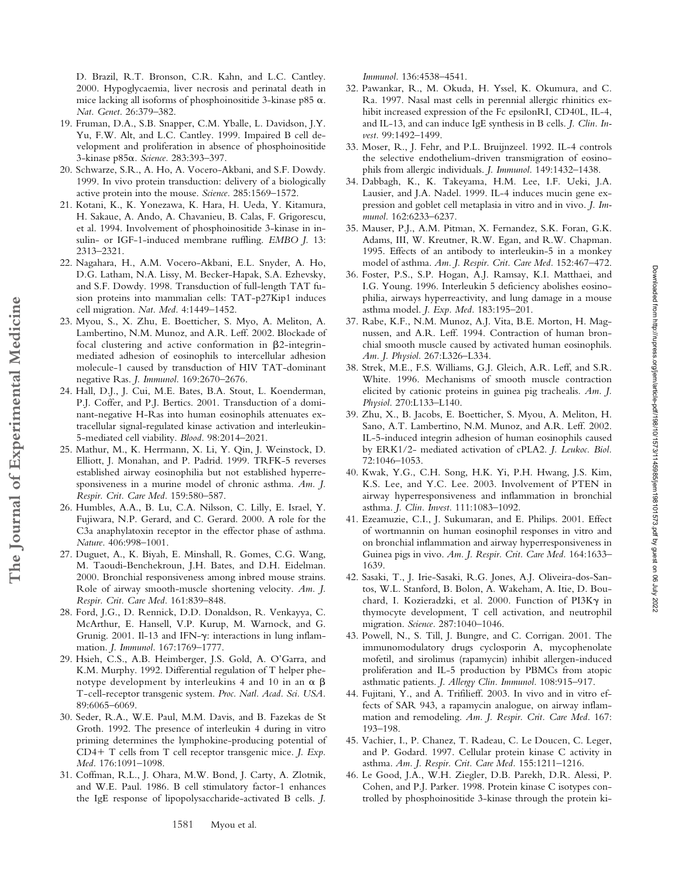D. Brazil, R.T. Bronson, C.R. Kahn, and L.C. Cantley. 2000. Hypoglycaemia, liver necrosis and perinatal death in mice lacking all isoforms of phosphoinositide 3-kinase p85 α. *Nat. Genet.* 26:379–382.

19. Fruman, D.A., S.B. Snapper, C.M. Yballe, L. Davidson, J.Y. Yu, F.W. Alt, and L.C. Cantley. 1999. Impaired B cell development and proliferation in absence of phosphoinositide 3-kinase p85α. *Science.* 283:393–397.
20. Schwarze, S.R., A. Ho, A. Vocero-Akbani, and S.F. Dowdy. 1999. In vivo protein transduction: delivery of a biologically active protein into the mouse. *Science.* 285:1569–1572.
21. Kotani, K., K. Yonezawa, K. Hara, H. Ueda, Y. Kitamura, H. Sakaue, A. Ando, A. Chavanieu, B. Calas, F. Grigorescu, et al. 1994. Involvement of phosphoinositide 3-kinase in insulin- or IGF-1-induced membrane ruffling. *EMBO J.* 13: 2313–2321.
22. Nagahara, H., A.M. Vocero-Akbani, E.L. Snyder, A. Ho, D.G. Latham, N.A. Lissy, M. Becker-Hapak, S.A. Ezhevsky, and S.F. Dowdy. 1998. Transduction of full-length TAT fusion proteins into mammalian cells: TAT-p27Kip1 induces cell migration. *Nat. Med.* 4:1449–1452.
23. Myou, S., X. Zhu, E. Boetticher, S. Myo, A. Meliton, A. Lambertino, N.M. Munoz, and A.R. Leff. 2002. Blockade of focal clustering and active conformation in β2-integrin-mediated adhesion of eosinophils to intercellular adhesion molecule-1 caused by transduction of HIV TAT-dominant negative Ras. *J. Immunol.* 169:2670–2676.
24. Hall, D.J., J. Cui, M.E. Bates, B.A. Stout, L. Koenderman, P.J. Coffer, and P.J. Bertics. 2001. Transduction of a dominant-negative H-Ras into human eosinophils attenuates extracellular signal-regulated kinase activation and interleukin-5-mediated cell viability. *Blood.* 98:2014–2021.
25. Mathur, M., K. Herrmann, X. Li, Y. Qin, J. Weinstock, D. Elliott, J. Monahan, and P. Padrid. 1999. TRFK-5 reverses established airway eosinophilia but not established hyperresponsiveness in a murine model of chronic asthma. *Am. J. Respir. Crit. Care Med.* 159:580–587.
26. Humbles, A.A., B. Lu, C.A. Nilsson, C. Lilly, E. Israel, Y. Fujiwara, N.P. Gerard, and C. Gerard. 2000. A role for the C3a anaphylatoxin receptor in the effector phase of asthma. *Nature.* 406:998–1001.
27. Duguet, A., K. Biyah, E. Minshall, R. Gomes, C.G. Wang, M. Taoudi-Benchekroun, J.H. Bates, and D.H. Eidelman. 2000. Bronchial responsiveness among inbred mouse strains. Role of airway smooth-muscle shortening velocity. *Am. J. Respir. Crit. Care Med.* 161:839–848.
28. Ford, J.G., D. Rennick, D.D. Donaldson, R. Venkayya, C. McArthur, E. Hansell, V.P. Kurup, M. Warnock, and G. Grunig. 2001. Il-13 and IFN-γ: interactions in lung inflammation. *J. Immunol.* 167:1769–1777.
29. Hsieh, C.S., A.B. Heimberger, J.S. Gold, A. O'Garra, and K.M. Murphy. 1992. Differential regulation of T helper phenotype development by interleukins 4 and 10 in an α β T-cell-receptor transgenic system. *Proc. Natl. Acad. Sci. USA.* 89:6065–6069.
30. Seder, R.A., W.E. Paul, M.M. Davis, and B. Fazekas de St Groth. 1992. The presence of interleukin 4 during in vitro priming determines the lymphokine-producing potential of CD4+ T cells from T cell receptor transgenic mice. *J. Exp. Med.* 176:1091–1098.
31. Coffman, R.L., J. Ohara, M.W. Bond, J. Carty, A. Zlotnik, and W.E. Paul. 1986. B cell stimulatory factor-1 enhances the IgE response of lipopolysaccharide-activated B cells. *J. Immunol.* 136:4538–4541.
32. Pawankar, R., M. Okuda, H. Yssel, K. Okumura, and C. Ra. 1997. Nasal mast cells in perennial allergic rhinitics exhibit increased expression of the Fc epsilonRI, CD40L, IL-4, and IL-13, and can induce IgE synthesis in B cells. *J. Clin. Invest.* 99:1492–1499.
33. Moser, R., J. Fehr, and P.L. Bruijnzeel. 1992. IL-4 controls the selective endothelium-driven transmigration of eosinophils from allergic individuals. *J. Immunol.* 149:1432–1438.
34. Dabbagh, K., K. Takeyama, H.M. Lee, I.F. Ueki, J.A. Lausier, and J.A. Nadel. 1999. IL-4 induces mucin gene expression and goblet cell metaplasia in vitro and in vivo. *J. Immunol.* 162:6233–6237.
35. Mauser, P.J., A.M. Pitman, X. Fernandez, S.K. Foran, G.K. Adams, III, W. Kreutner, R.W. Egan, and R.W. Chapman. 1995. Effects of an antibody to interleukin-5 in a monkey model of asthma. *Am. J. Respir. Crit. Care Med.* 152:467–472.
36. Foster, P.S., S.P. Hogan, A.J. Ramsay, K.I. Matthaei, and I.G. Young. 1996. Interleukin 5 deficiency abolishes eosinophilia, airways hyperreactivity, and lung damage in a mouse asthma model. *J. Exp. Med.* 183:195–201.
37. Rabe, K.F., N.M. Munoz, A.J. Vita, B.E. Morton, H. Magnussen, and A.R. Leff. 1994. Contraction of human bronchial smooth muscle caused by activated human eosinophils. *Am. J. Physiol.* 267:L326–L334.
38. Strek, M.E., F.S. Williams, G.J. Gleich, A.R. Leff, and S.R. White. 1996. Mechanisms of smooth muscle contraction elicited by cationic proteins in guinea pig trachealis. *Am. J. Physiol.* 270:L133–L140.
39. Zhu, X., B. Jacobs, E. Boetticher, S. Myou, A. Meliton, H. Sano, A.T. Lambertino, N.M. Munoz, and A.R. Leff. 2002. IL-5-induced integrin adhesion of human eosinophils caused by ERK1/2- mediated activation of cPLA2. *J. Leukoc. Biol.* 72:1046–1053.
40. Kwak, Y.G., C.H. Song, H.K. Yi, P.H. Hwang, J.S. Kim, K.S. Lee, and Y.C. Lee. 2003. Involvement of PTEN in airway hyperresponsiveness and inflammation in bronchial asthma. *J. Clin. Invest.* 111:1083–1092.
41. Ezeamuzie, C.I., J. Sukumaran, and E. Philips. 2001. Effect of wortmannin on human eosinophil responses in vitro and on bronchial inflammation and airway hyperresponsiveness in Guinea pigs in vivo. *Am. J. Respir. Crit. Care Med.* 164:1633–1639.
42. Sasaki, T., J. Irie-Sasaki, R.G. Jones, A.J. Oliveira-dos-Santos, W.L. Stanford, B. Bolon, A. Wakeham, A. Itie, D. Bouchard, I. Kozieradzki, et al. 2000. Function of PI3Kγ in thymocyte development, T cell activation, and neutrophil migration. *Science.* 287:1040–1046.
43. Powell, N., S. Till, J. Bungre, and C. Corrigan. 2001. The immunomodulatory drugs cyclosporin A, mycophenolate mofetil, and sirolimus (rapamycin) inhibit allergen-induced proliferation and IL-5 production by PBMCs from atopic asthmatic patients. *J. Allergy Clin. Immunol.* 108:915–917.
44. Fujitani, Y., and A. Trifilieff. 2003. In vivo and in vitro effects of SAR 943, a rapamycin analogue, on airway inflammation and remodeling. *Am. J. Respir. Crit. Care Med.* 167: 193–198.
45. Vachier, I., P. Chanez, T. Radeau, C. Le Doucen, C. Leger, and P. Godard. 1997. Cellular protein kinase C activity in asthma. *Am. J. Respir. Crit. Care Med.* 155:1211–1216.
46. Le Good, J.A., W.H. Ziegler, D.B. Parekh, D.R. Alessi, P. Cohen, and P.J. Parker. 1998. Protein kinase C isotypes controlled by phosphoinositide 3-kinase through the protein ki-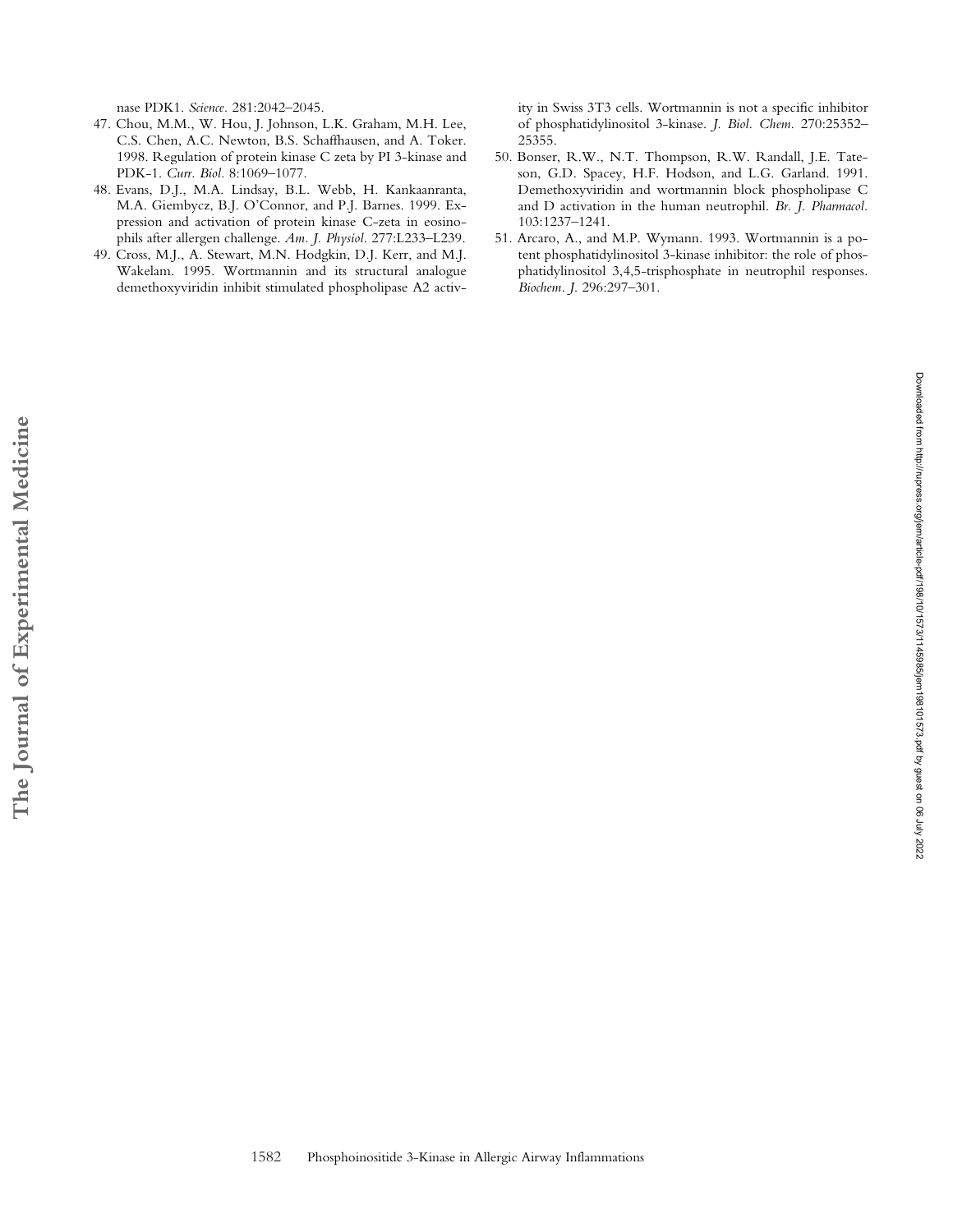nase PDK1. *Science*. 281:2042–2045.

47. Chou, M.M., W. Hou, J. Johnson, L.K. Graham, M.H. Lee, C.S. Chen, A.C. Newton, B.S. Schaffhausen, and A. Toker. 1998. Regulation of protein kinase C zeta by PI 3-kinase and PDK-1. *Curr. Biol.* 8:1069–1077.
48. Evans, D.J., M.A. Lindsay, B.L. Webb, H. Kankaanranta, M.A. Giembycz, B.J. O'Connor, and P.J. Barnes. 1999. Expression and activation of protein kinase C-zeta in eosinophils after allergen challenge. *Am. J. Physiol.* 277:L233–L239.
49. Cross, M.J., A. Stewart, M.N. Hodgkin, D.J. Kerr, and M.J. Wakelam. 1995. Wortmannin and its structural analogue demethoxyviridin inhibit stimulated phospholipase A2 activity in Swiss 3T3 cells. Wortmannin is not a specific inhibitor of phosphatidylinositol 3-kinase. *J. Biol. Chem.* 270:25352–25355.
50. Bonser, R.W., N.T. Thompson, R.W. Randall, J.E. Tateson, G.D. Spacey, H.F. Hodson, and L.G. Garland. 1991. Demethoxyviridin and wortmannin block phospholipase C and D activation in the human neutrophil. *Br. J. Pharmacol.* 103:1237–1241.
51. Arcaro, A., and M.P. Wymann. 1993. Wortmannin is a potent phosphatidylinositol 3-kinase inhibitor: the role of phosphatidylinositol 3,4,5-trisphosphate in neutrophil responses. *Biochem. J.* 296:297–301.